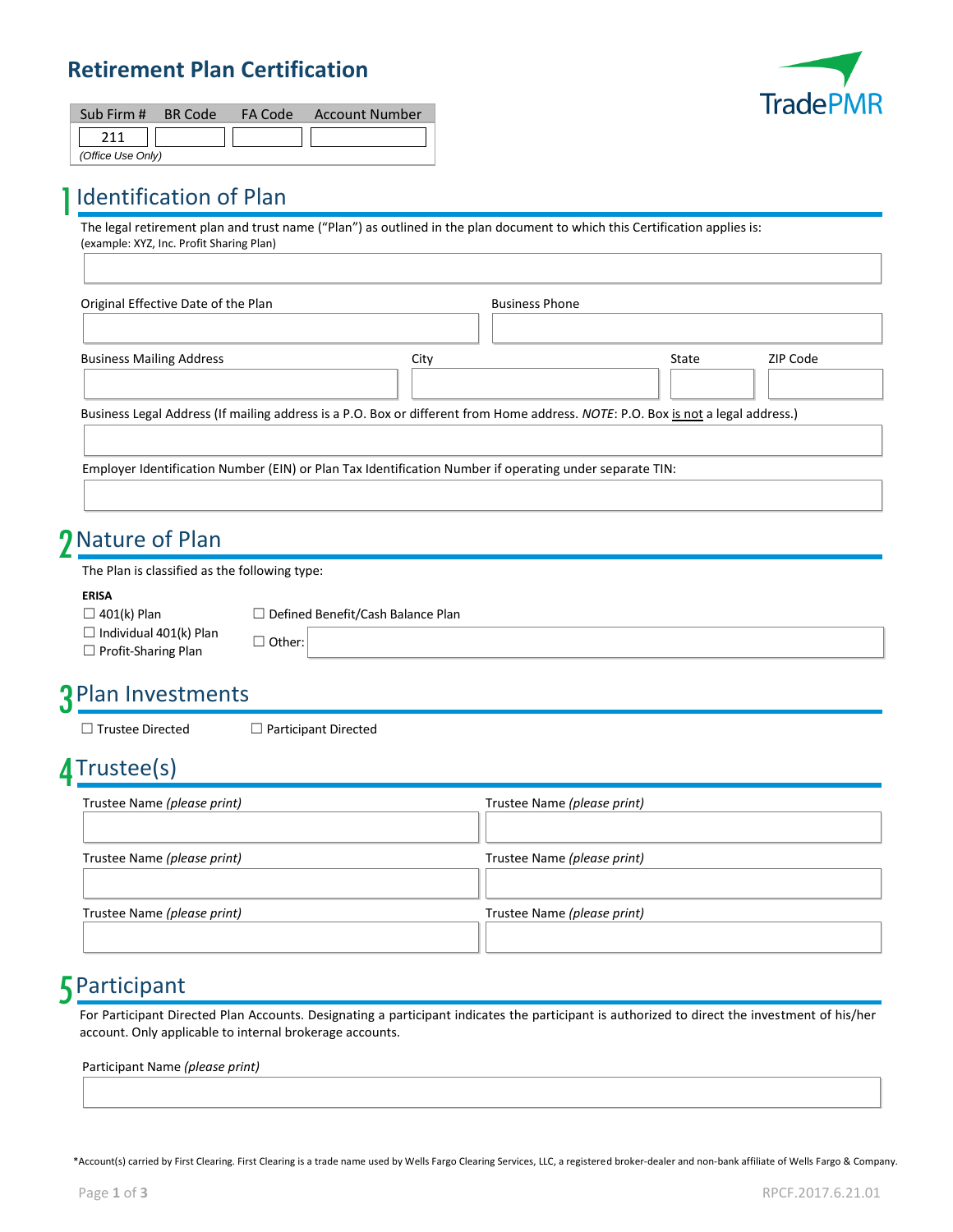# Retirement Plan Certification

TradePMR

| Sub Firm # | BR Code | FA Code | Account Number |
|---|---|---|---|
| 211 | | | |

*(Office Use Only)*

## 1 Identification of Plan

The legal retirement plan and trust name ("Plan") as outlined in the plan document to which this Certification applies is:
(example: XYZ, Inc. Profit Sharing Plan)

Original Effective Date of the Plan

Business Phone

Business Mailing Address

City

State

ZIP Code

Business Legal Address (If mailing address is a P.O. Box or different from Home address. *NOTE*: P.O. Box is not a legal address.)

Employer Identification Number (EIN) or Plan Tax Identification Number if operating under separate TIN:

## 2 Nature of Plan

The Plan is classified as the following type:

**ERISA**

☐ 401(k) Plan

☐ Individual 401(k) Plan

☐ Profit-Sharing Plan

☐ Defined Benefit/Cash Balance Plan

☐ Other:

## 3 Plan Investments

☐ Trustee Directed ☐ Participant Directed

## 4 Trustee(s)

Trustee Name *(please print)*

Trustee Name *(please print)*

Trustee Name *(please print)*

Trustee Name *(please print)*

Trustee Name *(please print)*

Trustee Name *(please print)*

## 5 Participant

For Participant Directed Plan Accounts. Designating a participant indicates the participant is authorized to direct the investment of his/her account. Only applicable to internal brokerage accounts.

Participant Name *(please print)*

*Account(s) carried by First Clearing. First Clearing is a trade name used by Wells Fargo Clearing Services, LLC, a registered broker-dealer and non-bank affiliate of Wells Fargo & Company.

RPCF.2017.6.21.01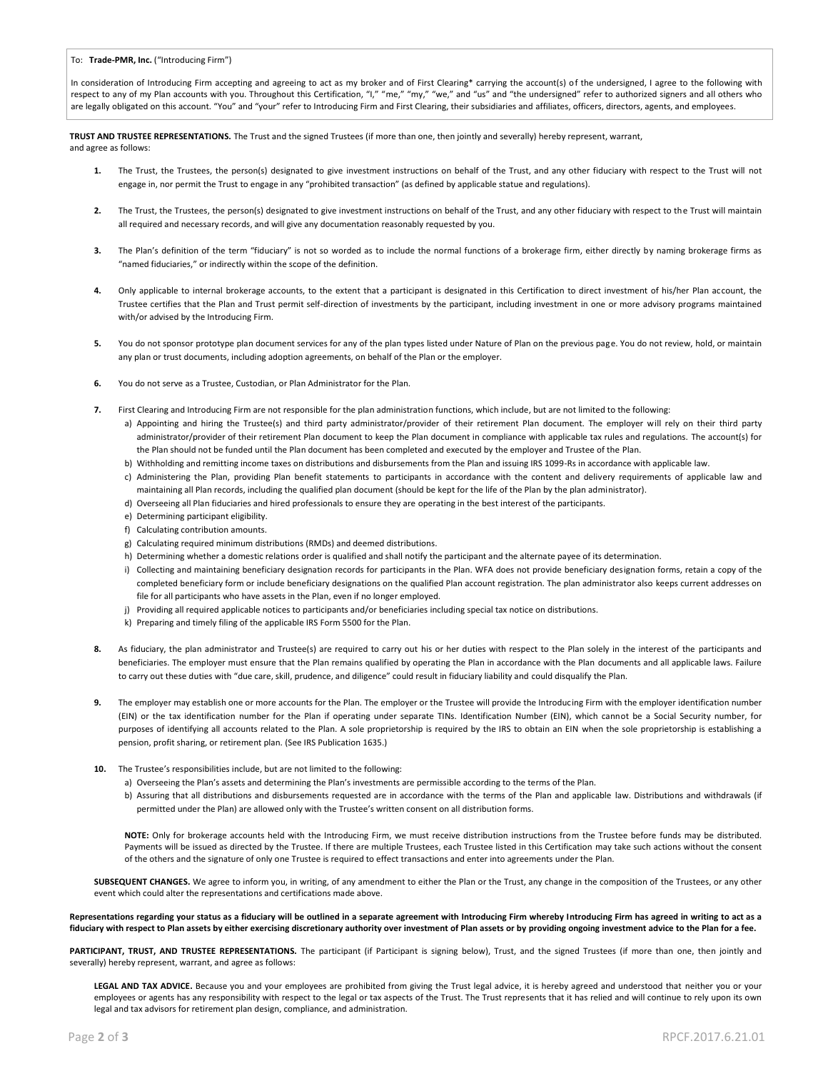To: **Trade-PMR, Inc.** ("Introducing Firm")

In consideration of Introducing Firm accepting and agreeing to act as my broker and of First Clearing* carrying the account(s) of the undersigned, I agree to the following with respect to any of my Plan accounts with you. Throughout this Certification, "I," "me," "my," "we," and "us" and "the undersigned" refer to authorized signers and all others who are legally obligated on this account. "You" and "your" refer to Introducing Firm and First Clearing, their subsidiaries and affiliates, officers, directors, agents, and employees.

**TRUST AND TRUSTEE REPRESENTATIONS.** The Trust and the signed Trustees (if more than one, then jointly and severally) hereby represent, warrant, and agree as follows:

1. The Trust, the Trustees, the person(s) designated to give investment instructions on behalf of the Trust, and any other fiduciary with respect to the Trust will not engage in, nor permit the Trust to engage in any "prohibited transaction" (as defined by applicable statue and regulations).

2. The Trust, the Trustees, the person(s) designated to give investment instructions on behalf of the Trust, and any other fiduciary with respect to the Trust will maintain all required and necessary records, and will give any documentation reasonably requested by you.

3. The Plan's definition of the term "fiduciary" is not so worded as to include the normal functions of a brokerage firm, either directly by naming brokerage firms as "named fiduciaries," or indirectly within the scope of the definition.

4. Only applicable to internal brokerage accounts, to the extent that a participant is designated in this Certification to direct investment of his/her Plan account, the Trustee certifies that the Plan and Trust permit self-direction of investments by the participant, including investment in one or more advisory programs maintained with/or advised by the Introducing Firm.

5. You do not sponsor prototype plan document services for any of the plan types listed under Nature of Plan on the previous page. You do not review, hold, or maintain any plan or trust documents, including adoption agreements, on behalf of the Plan or the employer.

6. You do not serve as a Trustee, Custodian, or Plan Administrator for the Plan.

7. First Clearing and Introducing Firm are not responsible for the plan administration functions, which include, but are not limited to the following:
   a) Appointing and hiring the Trustee(s) and third party administrator/provider of their retirement Plan document. The employer will rely on their third party administrator/provider of their retirement Plan document to keep the Plan document in compliance with applicable tax rules and regulations. The account(s) for the Plan should not be funded until the Plan document has been completed and executed by the employer and Trustee of the Plan.
   b) Withholding and remitting income taxes on distributions and disbursements from the Plan and issuing IRS 1099-Rs in accordance with applicable law.
   c) Administering the Plan, providing Plan benefit statements to participants in accordance with the content and delivery requirements of applicable law and maintaining all Plan records, including the qualified plan document (should be kept for the life of the Plan by the plan administrator).
   d) Overseeing all Plan fiduciaries and hired professionals to ensure they are operating in the best interest of the participants.
   e) Determining participant eligibility.
   f) Calculating contribution amounts.
   g) Calculating required minimum distributions (RMDs) and deemed distributions.
   h) Determining whether a domestic relations order is qualified and shall notify the participant and the alternate payee of its determination.
   i) Collecting and maintaining beneficiary designation records for participants in the Plan. WFA does not provide beneficiary designation forms, retain a copy of the completed beneficiary form or include beneficiary designations on the qualified Plan account registration. The plan administrator also keeps current addresses on file for all participants who have assets in the Plan, even if no longer employed.
   j) Providing all required applicable notices to participants and/or beneficiaries including special tax notice on distributions.
   k) Preparing and timely filing of the applicable IRS Form 5500 for the Plan.

8. As fiduciary, the plan administrator and Trustee(s) are required to carry out his or her duties with respect to the Plan solely in the interest of the participants and beneficiaries. The employer must ensure that the Plan remains qualified by operating the Plan in accordance with the Plan documents and all applicable laws. Failure to carry out these duties with "due care, skill, prudence, and diligence" could result in fiduciary liability and could disqualify the Plan.

9. The employer may establish one or more accounts for the Plan. The employer or the Trustee will provide the Introducing Firm with the employer identification number (EIN) or the tax identification number for the Plan if operating under separate TINs. Identification Number (EIN), which cannot be a Social Security number, for purposes of identifying all accounts related to the Plan. A sole proprietorship is required by the IRS to obtain an EIN when the sole proprietorship is establishing a pension, profit sharing, or retirement plan. (See IRS Publication 1635.)

10. The Trustee's responsibilities include, but are not limited to the following:
    a) Overseeing the Plan's assets and determining the Plan's investments are permissible according to the terms of the Plan.
    b) Assuring that all distributions and disbursements requested are in accordance with the terms of the Plan and applicable law. Distributions and withdrawals (if permitted under the Plan) are allowed only with the Trustee's written consent on all distribution forms.

    **NOTE:** Only for brokerage accounts held with the Introducing Firm, we must receive distribution instructions from the Trustee before funds may be distributed. Payments will be issued as directed by the Trustee. If there are multiple Trustees, each Trustee listed in this Certification may take such actions without the consent of the others and the signature of only one Trustee is required to effect transactions and enter into agreements under the Plan.

**SUBSEQUENT CHANGES.** We agree to inform you, in writing, of any amendment to either the Plan or the Trust, any change in the composition of the Trustees, or any other event which could alter the representations and certifications made above.

**Representations regarding your status as a fiduciary will be outlined in a separate agreement with Introducing Firm whereby Introducing Firm has agreed in writing to act as a fiduciary with respect to Plan assets by either exercising discretionary authority over investment of Plan assets or by providing ongoing investment advice to the Plan for a fee.**

**PARTICIPANT, TRUST, AND TRUSTEE REPRESENTATIONS.** The participant (if Participant is signing below), Trust, and the signed Trustees (if more than one, then jointly and severally) hereby represent, warrant, and agree as follows:

**LEGAL AND TAX ADVICE.** Because you and your employees are prohibited from giving the Trust legal advice, it is hereby agreed and understood that neither you or your employees or agents has any responsibility with respect to the legal or tax aspects of the Trust. The Trust represents that it has relied and will continue to rely upon its own legal and tax advisors for retirement plan design, compliance, and administration.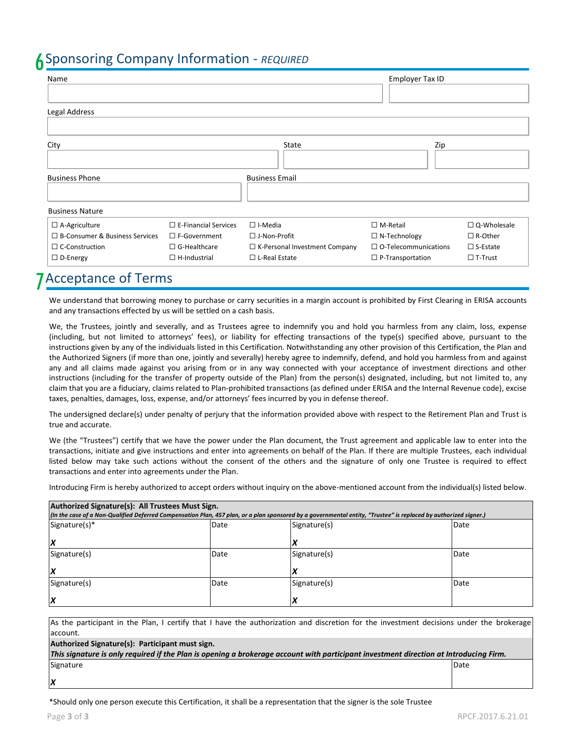## 6 Sponsoring Company Information - *REQUIRED*

| Name | Employer Tax ID |
|---|---|
| | |

| Legal Address |
|---|
| |

| City | State | Zip |
|---|---|---|
| | | |

| Business Phone | Business Email |
|---|---|
| | |

Business Nature

| | | | | |
|---|---|---|---|---|
| ☐ A-Agriculture | ☐ E-Financial Services | ☐ I-Media | ☐ M-Retail | ☐ Q-Wholesale |
| ☐ B-Consumer & Business Services | ☐ F-Government | ☐ J-Non-Profit | ☐ N-Technology | ☐ R-Other |
| ☐ C-Construction | ☐ G-Healthcare | ☐ K-Personal Investment Company | ☐ O-Telecommunications | ☐ S-Estate |
| ☐ D-Energy | ☐ H-Industrial | ☐ L-Real Estate | ☐ P-Transportation | ☐ T-Trust |

## 7 Acceptance of Terms

We understand that borrowing money to purchase or carry securities in a margin account is prohibited by First Clearing in ERISA accounts and any transactions effected by us will be settled on a cash basis.

We, the Trustees, jointly and severally, and as Trustees agree to indemnify you and hold you harmless from any claim, loss, expense (including, but not limited to attorneys' fees), or liability for effecting transactions of the type(s) specified above, pursuant to the instructions given by any of the individuals listed in this Certification. Notwithstanding any other provision of this Certification, the Plan and the Authorized Signers (if more than one, jointly and severally) hereby agree to indemnify, defend, and hold you harmless from and against any and all claims made against you arising from or in any way connected with your acceptance of investment directions and other instructions (including for the transfer of property outside of the Plan) from the person(s) designated, including, but not limited to, any claim that you are a fiduciary, claims related to Plan-prohibited transactions (as defined under ERISA and the Internal Revenue code), excise taxes, penalties, damages, loss, expense, and/or attorneys' fees incurred by you in defense thereof.

The undersigned declare(s) under penalty of perjury that the information provided above with respect to the Retirement Plan and Trust is true and accurate.

We (the "Trustees") certify that we have the power under the Plan document, the Trust agreement and applicable law to enter into the transactions, initiate and give instructions and enter into agreements on behalf of the Plan. If there are multiple Trustees, each individual listed below may take such actions without the consent of the others and the signature of only one Trustee is required to effect transactions and enter into agreements under the Plan.

Introducing Firm is hereby authorized to accept orders without inquiry on the above-mentioned account from the individual(s) listed below.

**Authorized Signature(s): All Trustees Must Sign.**
***(In the case of a Non-Qualified Deferred Compensation Plan, 457 plan, or a plan sponsored by a governmental entity, "Trustee" is replaced by authorized signer.)***

| Signature(s)* | Date | Signature(s) | Date |
|---|---|---|---|
| ***X*** | | ***X*** | |
| Signature(s) | Date | Signature(s) | Date |
| ***X*** | | ***X*** | |
| Signature(s) | Date | Signature(s) | Date |
| ***X*** | | ***X*** | |

As the participant in the Plan, I certify that I have the authorization and discretion for the investment decisions under the brokerage account.

**Authorized Signature(s): Participant must sign.**
***This signature is only required if the Plan is opening a brokerage account with participant investment direction at Introducing Firm.***

| Signature | Date |
|---|---|
| ***X*** | |

*Should only one person execute this Certification, it shall be a representation that the signer is the sole Trustee

RPCF.2017.6.21.01